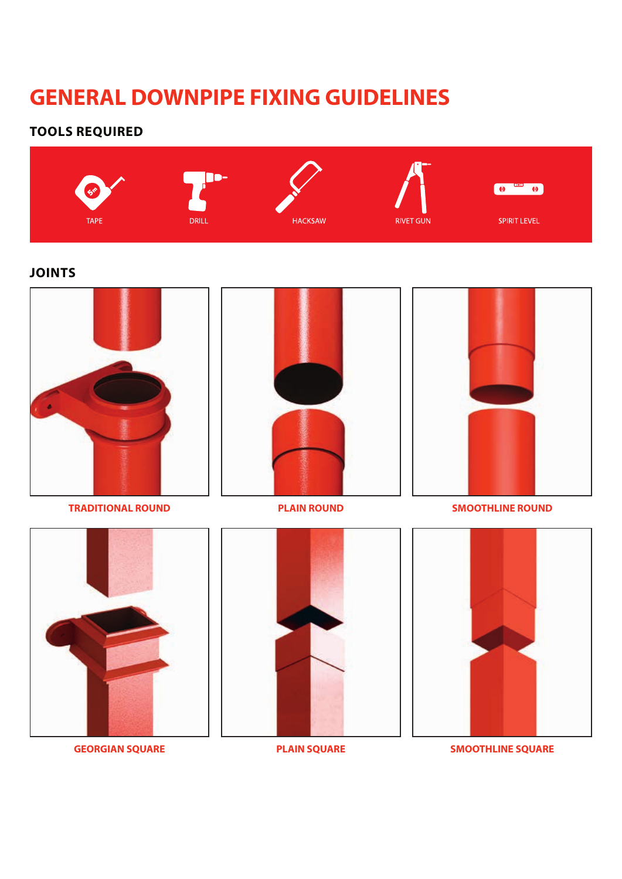# GENERAL DOWNPIPE FIXING GUIDELINES

## TOOLS REQUIRED

TAPE

DRILL

HACKSAW

RIVET GUN

SPIRIT LEVEL

## JOINTS

TRADITIONAL ROUND

PLAIN ROUND

SMOOTHLINE ROUND

GEORGIAN SQUARE

PLAIN SQUARE

SMOOTHLINE SQUARE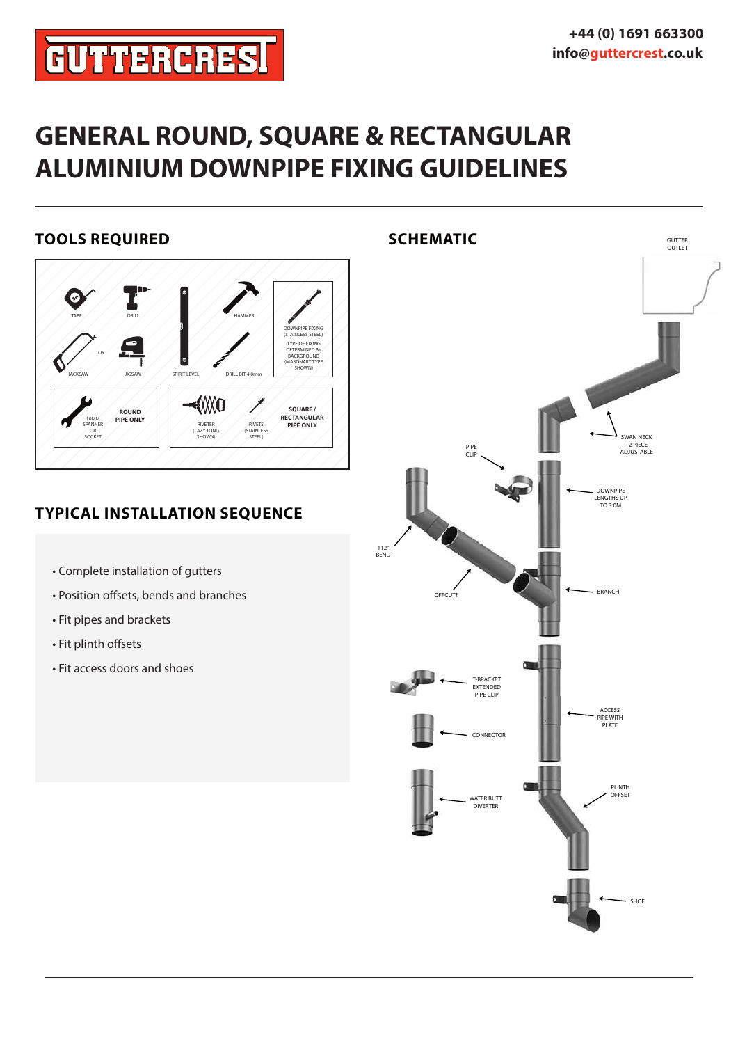# GENERAL ROUND, SQUARE & RECTANGULAR ALUMINIUM DOWNPIPE FIXING GUIDELINES

## TOOLS REQUIRED

TAPE

DRILL

HAMMER

SPIRIT LEVEL

HACKSAW OR JIGSAW

DRILL BIT 4.8mm

DOWNPIPE FIXING (STAINLESS STEEL)
TYPE OF FIXING DETERMINED BY BACKGROUND (MASONRY TYPE SHOWN)

10MM SPANNER OR SOCKET — **ROUND PIPE ONLY**

RIVETER (LAZY TONG SHOWN) — RIVETS (STAINLESS STEEL) — **SQUARE / RECTANGULAR PIPE ONLY**

## TYPICAL INSTALLATION SEQUENCE

- Complete installation of gutters
- Position offsets, bends and branches
- Fit pipes and brackets
- Fit plinth offsets
- Fit access doors and shoes

## SCHEMATIC

GUTTER OUTLET

SWAN NECK - 2 PIECE ADJUSTABLE

PIPE CLIP

DOWNPIPE LENGTHS UP TO 3.0M

112° BEND

OFFCUT?

BRANCH

T-BRACKET EXTENDED PIPE CLIP

ACCESS PIPE WITH PLATE

CONNECTOR

WATER BUTT DIVERTER

PLINTH OFFSET

SHOE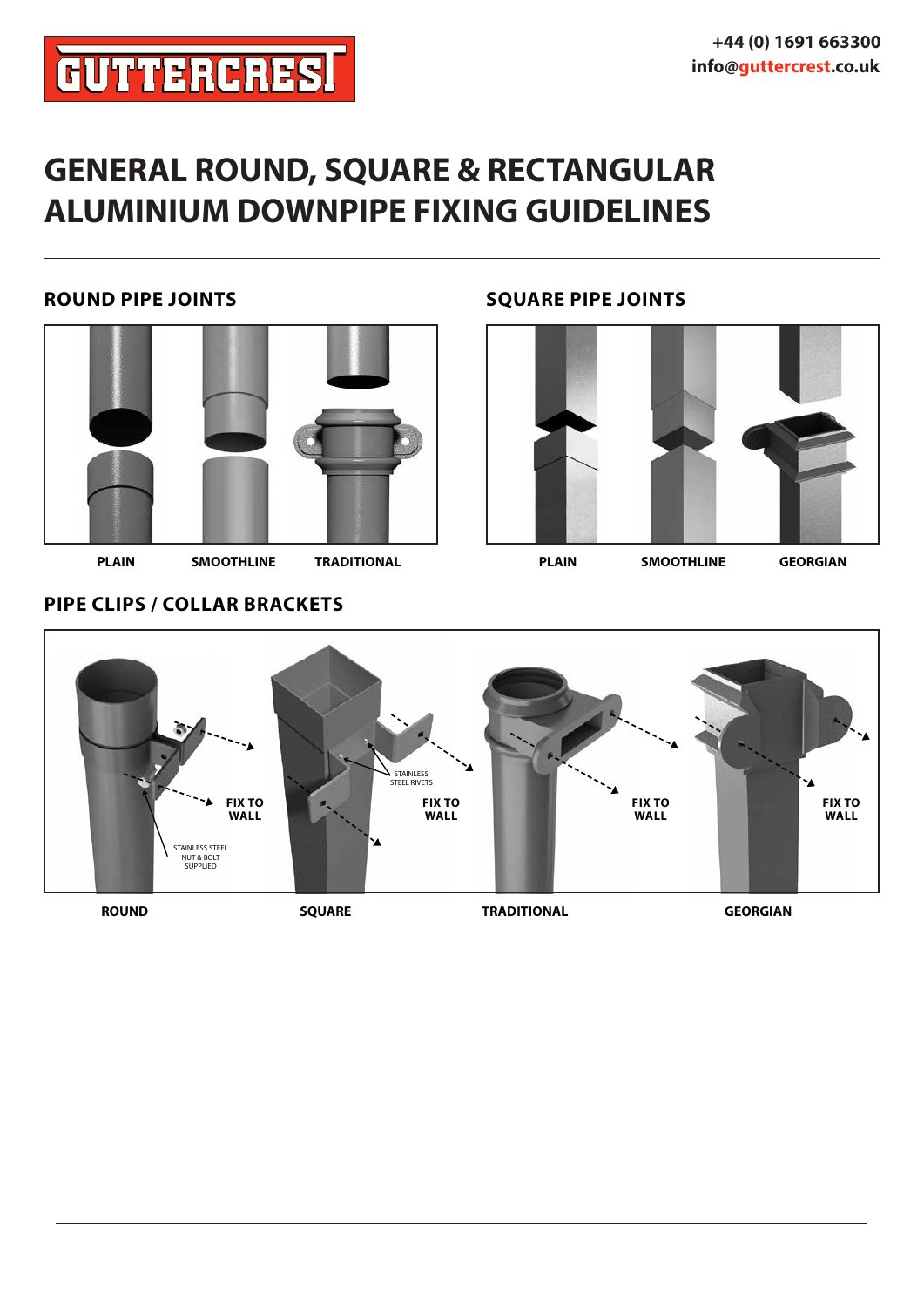# GENERAL ROUND, SQUARE & RECTANGULAR ALUMINIUM DOWNPIPE FIXING GUIDELINES

## ROUND PIPE JOINTS

PLAIN

SMOOTHLINE

TRADITIONAL

## SQUARE PIPE JOINTS

PLAIN

SMOOTHLINE

GEORGIAN

## PIPE CLIPS / COLLAR BRACKETS

STAINLESS STEEL NUT & BOLT SUPPLIED

FIX TO WALL

STAINLESS STEEL RIVETS

FIX TO WALL

FIX TO WALL

FIX TO WALL

ROUND

SQUARE

TRADITIONAL

GEORGIAN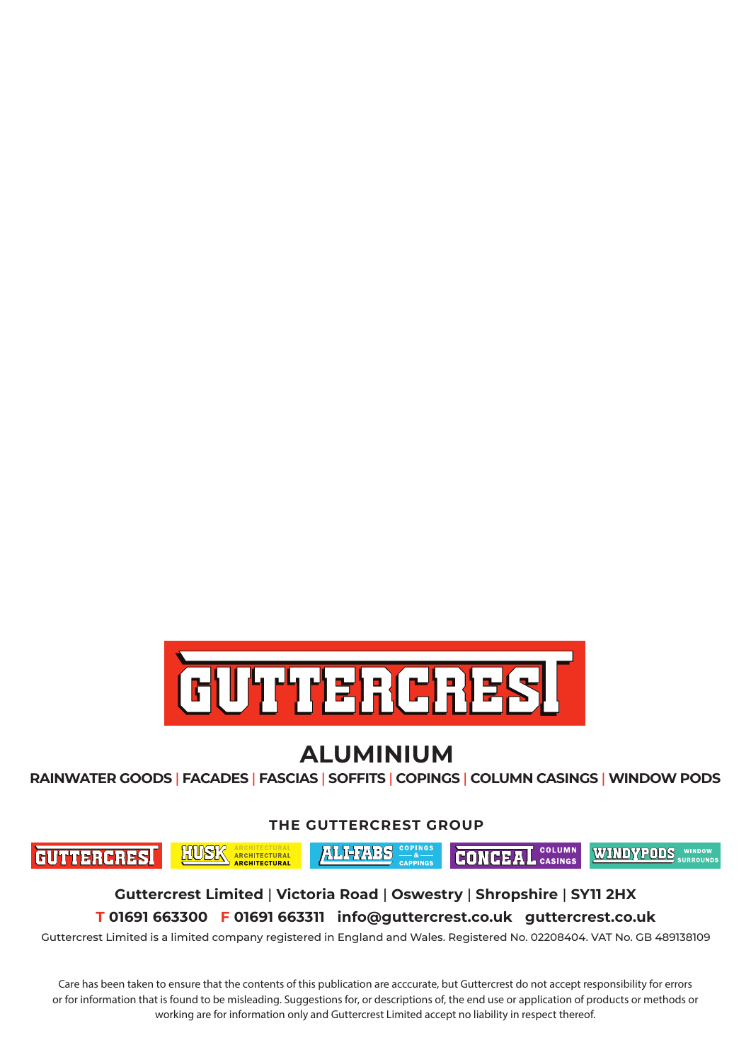GUTTERCREST

# ALUMINIUM

**RAINWATER GOODS | FACADES | FASCIAS | SOFFITS | COPINGS | COLUMN CASINGS | WINDOW PODS**

**THE GUTTERCREST GROUP**

GUTTERCREST | HUSK ARCHITECTURAL | ALI-FABS COPINGS & CAPPINGS | CONCEAL COLUMN CASINGS | WINDYPODS WINDOW SURROUNDS

**Guttercrest Limited | Victoria Road | Oswestry | Shropshire | SY11 2HX**

**T 01691 663300 F 01691 663311 info@guttercrest.co.uk guttercrest.co.uk**

Guttercrest Limited is a limited company registered in England and Wales. Registered No. 02208404. VAT No. GB 489138109

Care has been taken to ensure that the contents of this publication are acccurate, but Guttercrest do not accept responsibility for errors or for information that is found to be misleading. Suggestions for, or descriptions of, the end use or application of products or methods or working are for information only and Guttercrest Limited accept no liability in respect thereof.